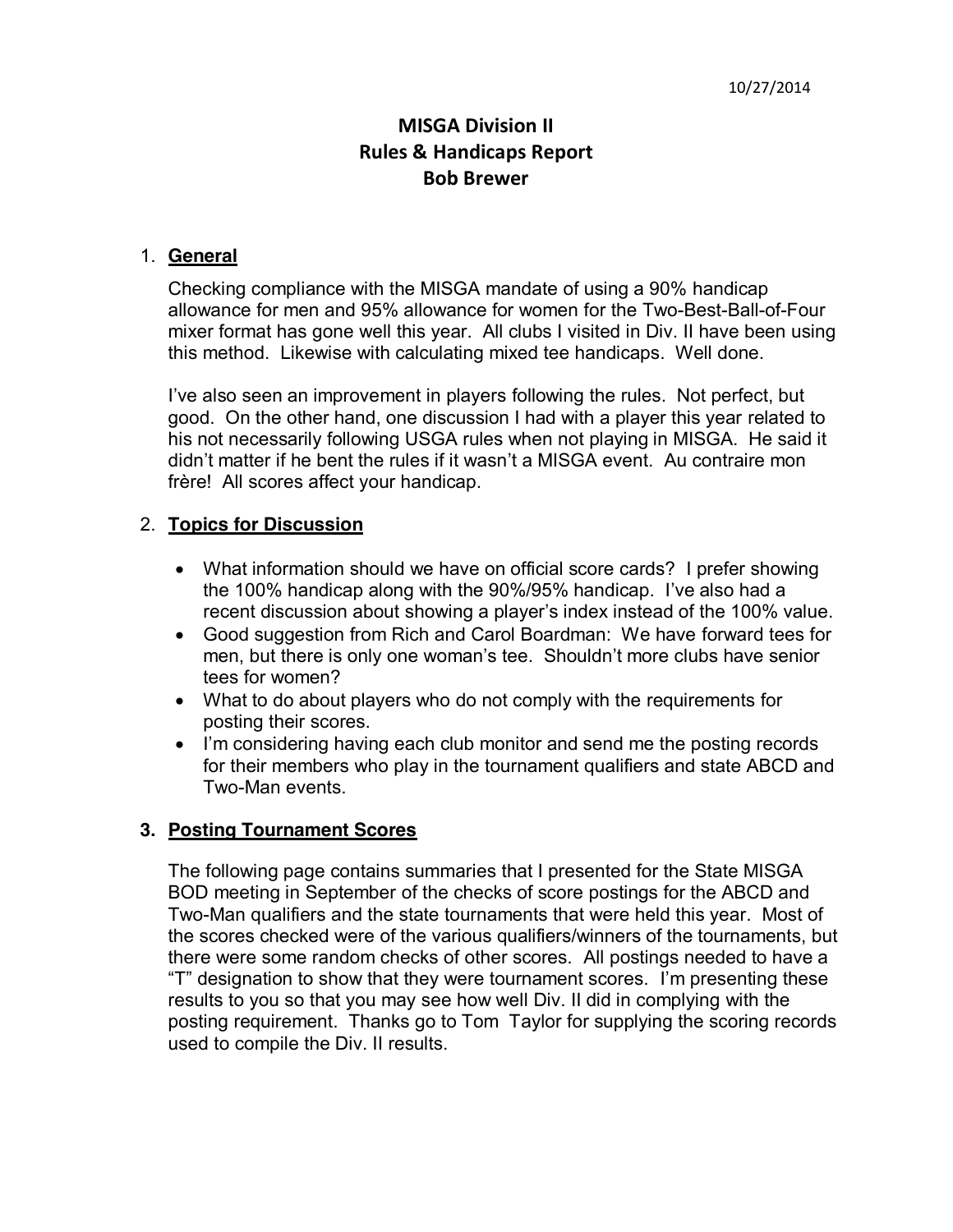10/27/2014

# MISGA Division II
# Rules & Handicaps Report
# Bob Brewer

1. **General**

   Checking compliance with the MISGA mandate of using a 90% handicap allowance for men and 95% allowance for women for the Two-Best-Ball-of-Four mixer format has gone well this year. All clubs I visited in Div. II have been using this method. Likewise with calculating mixed tee handicaps. Well done.

   I've also seen an improvement in players following the rules. Not perfect, but good. On the other hand, one discussion I had with a player this year related to his not necessarily following USGA rules when not playing in MISGA. He said it didn't matter if he bent the rules if it wasn't a MISGA event. Au contraire mon frère! All scores affect your handicap.

2. **Topics for Discussion**

   - What information should we have on official score cards? I prefer showing the 100% handicap along with the 90%/95% handicap. I've also had a recent discussion about showing a player's index instead of the 100% value.
   - Good suggestion from Rich and Carol Boardman: We have forward tees for men, but there is only one woman's tee. Shouldn't more clubs have senior tees for women?
   - What to do about players who do not comply with the requirements for posting their scores.
   - I'm considering having each club monitor and send me the posting records for their members who play in the tournament qualifiers and state ABCD and Two-Man events.

3. **Posting Tournament Scores**

   The following page contains summaries that I presented for the State MISGA BOD meeting in September of the checks of score postings for the ABCD and Two-Man qualifiers and the state tournaments that were held this year. Most of the scores checked were of the various qualifiers/winners of the tournaments, but there were some random checks of other scores. All postings needed to have a "T" designation to show that they were tournament scores. I'm presenting these results to you so that you may see how well Div. II did in complying with the posting requirement. Thanks go to Tom Taylor for supplying the scoring records used to compile the Div. II results.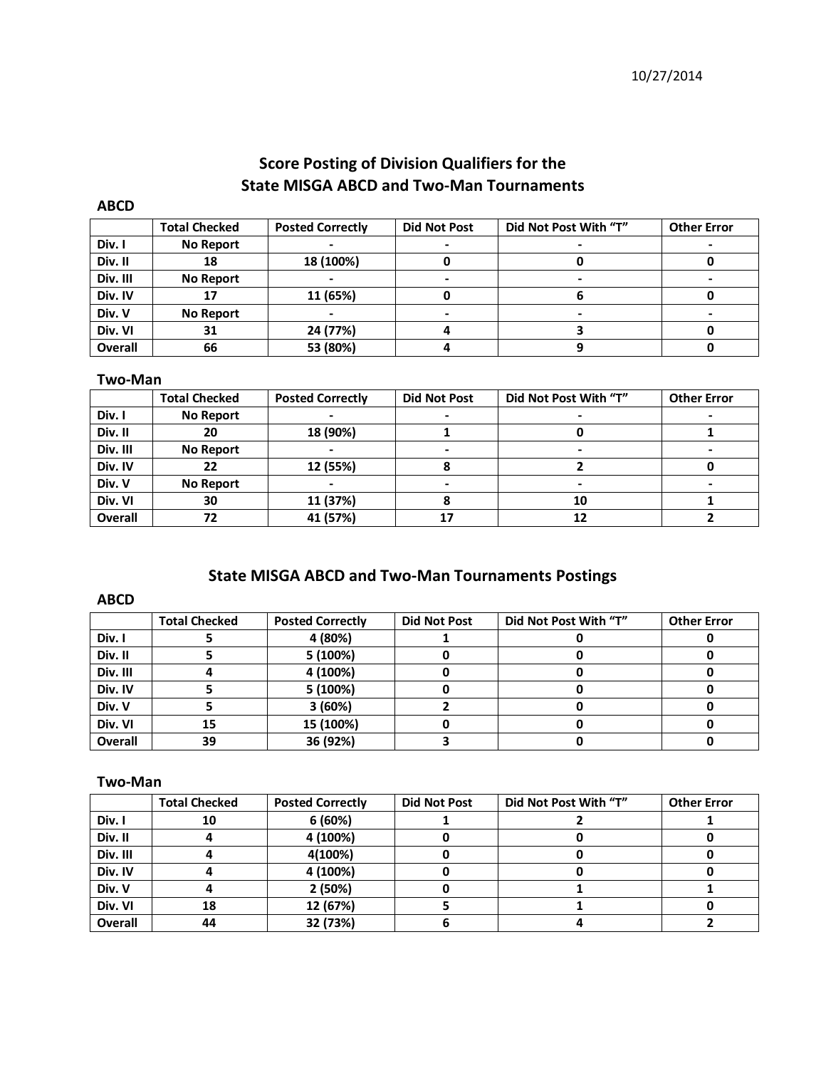10/27/2014

## Score Posting of Division Qualifiers for the State MISGA ABCD and Two-Man Tournaments

### ABCD

| | Total Checked | Posted Correctly | Did Not Post | Did Not Post With "T" | Other Error |
|---|---|---|---|---|---|
| **Div. I** | **No Report** | - | - | - | - |
| **Div. II** | **18** | **18 (100%)** | **0** | **0** | **0** |
| **Div. III** | **No Report** | - | - | - | - |
| **Div. IV** | **17** | **11 (65%)** | **0** | **6** | **0** |
| **Div. V** | **No Report** | - | - | - | - |
| **Div. VI** | **31** | **24 (77%)** | **4** | **3** | **0** |
| **Overall** | **66** | **53 (80%)** | **4** | **9** | **0** |

### Two-Man

| | Total Checked | Posted Correctly | Did Not Post | Did Not Post With "T" | Other Error |
|---|---|---|---|---|---|
| **Div. I** | **No Report** | - | - | - | - |
| **Div. II** | **20** | **18 (90%)** | **1** | **0** | **1** |
| **Div. III** | **No Report** | - | - | - | - |
| **Div. IV** | **22** | **12 (55%)** | **8** | **2** | **0** |
| **Div. V** | **No Report** | - | - | - | - |
| **Div. VI** | **30** | **11 (37%)** | **8** | **10** | **1** |
| **Overall** | **72** | **41 (57%)** | **17** | **12** | **2** |

## State MISGA ABCD and Two-Man Tournaments Postings

### ABCD

| | Total Checked | Posted Correctly | Did Not Post | Did Not Post With "T" | Other Error |
|---|---|---|---|---|---|
| **Div. I** | **5** | **4 (80%)** | **1** | **0** | **0** |
| **Div. II** | **5** | **5 (100%)** | **0** | **0** | **0** |
| **Div. III** | **4** | **4 (100%)** | **0** | **0** | **0** |
| **Div. IV** | **5** | **5 (100%)** | **0** | **0** | **0** |
| **Div. V** | **5** | **3 (60%)** | **2** | **0** | **0** |
| **Div. VI** | **15** | **15 (100%)** | **0** | **0** | **0** |
| **Overall** | **39** | **36 (92%)** | **3** | **0** | **0** |

### Two-Man

| | Total Checked | Posted Correctly | Did Not Post | Did Not Post With "T" | Other Error |
|---|---|---|---|---|---|
| **Div. I** | **10** | **6 (60%)** | **1** | **2** | **1** |
| **Div. II** | **4** | **4 (100%)** | **0** | **0** | **0** |
| **Div. III** | **4** | **4(100%)** | **0** | **0** | **0** |
| **Div. IV** | **4** | **4 (100%)** | **0** | **0** | **0** |
| **Div. V** | **4** | **2 (50%)** | **0** | **1** | **1** |
| **Div. VI** | **18** | **12 (67%)** | **5** | **1** | **0** |
| **Overall** | **44** | **32 (73%)** | **6** | **4** | **2** |